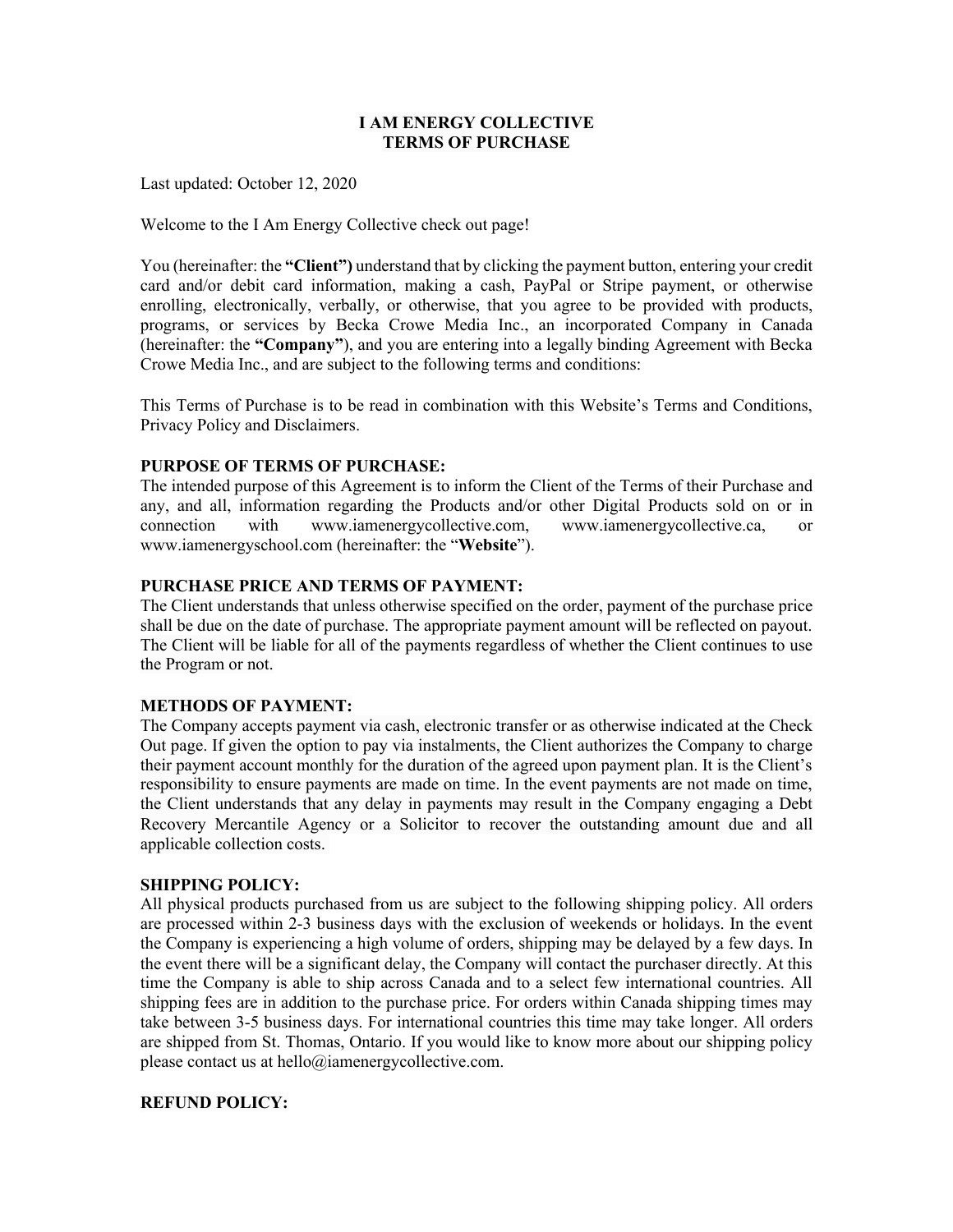# I AM ENERGY COLLECTIVE
# TERMS OF PURCHASE

Last updated: October 12, 2020

Welcome to the I Am Energy Collective check out page!

You (hereinafter: the **"Client")** understand that by clicking the payment button, entering your credit card and/or debit card information, making a cash, PayPal or Stripe payment, or otherwise enrolling, electronically, verbally, or otherwise, that you agree to be provided with products, programs, or services by Becka Crowe Media Inc., an incorporated Company in Canada (hereinafter: the **"Company"**), and you are entering into a legally binding Agreement with Becka Crowe Media Inc., and are subject to the following terms and conditions:

This Terms of Purchase is to be read in combination with this Website's Terms and Conditions, Privacy Policy and Disclaimers.

## PURPOSE OF TERMS OF PURCHASE:

The intended purpose of this Agreement is to inform the Client of the Terms of their Purchase and any, and all, information regarding the Products and/or other Digital Products sold on or in connection with www.iamenergycollective.com, www.iamenergycollective.ca, or www.iamenergyschool.com (hereinafter: the "**Website**").

## PURCHASE PRICE AND TERMS OF PAYMENT:

The Client understands that unless otherwise specified on the order, payment of the purchase price shall be due on the date of purchase. The appropriate payment amount will be reflected on payout. The Client will be liable for all of the payments regardless of whether the Client continues to use the Program or not.

## METHODS OF PAYMENT:

The Company accepts payment via cash, electronic transfer or as otherwise indicated at the Check Out page. If given the option to pay via instalments, the Client authorizes the Company to charge their payment account monthly for the duration of the agreed upon payment plan. It is the Client's responsibility to ensure payments are made on time. In the event payments are not made on time, the Client understands that any delay in payments may result in the Company engaging a Debt Recovery Mercantile Agency or a Solicitor to recover the outstanding amount due and all applicable collection costs.

## SHIPPING POLICY:

All physical products purchased from us are subject to the following shipping policy. All orders are processed within 2-3 business days with the exclusion of weekends or holidays. In the event the Company is experiencing a high volume of orders, shipping may be delayed by a few days. In the event there will be a significant delay, the Company will contact the purchaser directly. At this time the Company is able to ship across Canada and to a select few international countries. All shipping fees are in addition to the purchase price. For orders within Canada shipping times may take between 3-5 business days. For international countries this time may take longer. All orders are shipped from St. Thomas, Ontario. If you would like to know more about our shipping policy please contact us at hello@iamenergycollective.com.

## REFUND POLICY: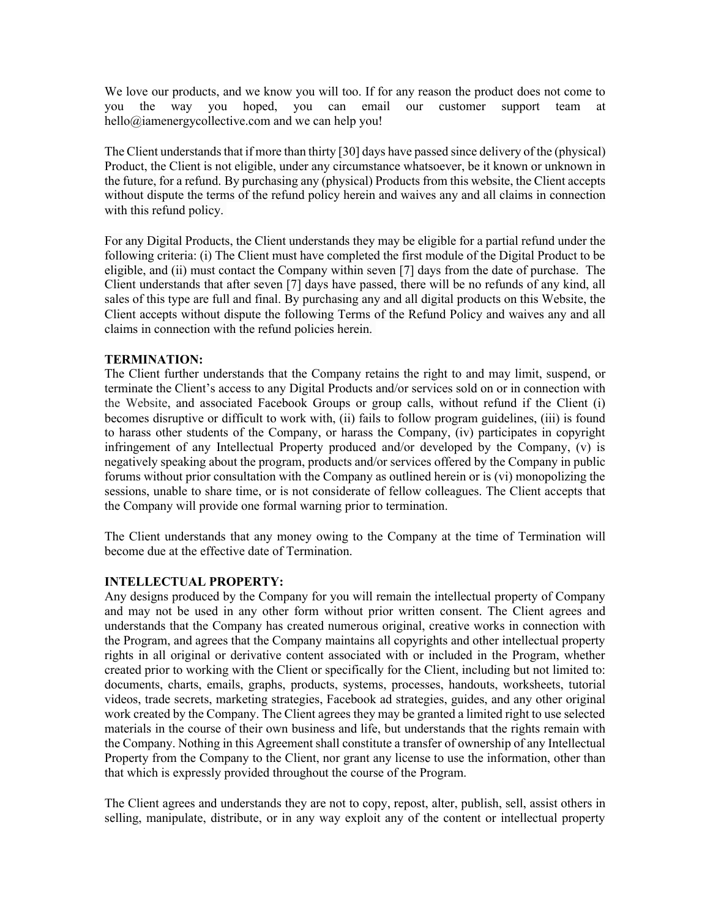We love our products, and we know you will too. If for any reason the product does not come to you the way you hoped, you can email our customer support team at hello@iamenergycollective.com and we can help you!

The Client understands that if more than thirty [30] days have passed since delivery of the (physical) Product, the Client is not eligible, under any circumstance whatsoever, be it known or unknown in the future, for a refund. By purchasing any (physical) Products from this website, the Client accepts without dispute the terms of the refund policy herein and waives any and all claims in connection with this refund policy.

For any Digital Products, the Client understands they may be eligible for a partial refund under the following criteria: (i) The Client must have completed the first module of the Digital Product to be eligible, and (ii) must contact the Company within seven [7] days from the date of purchase. The Client understands that after seven [7] days have passed, there will be no refunds of any kind, all sales of this type are full and final. By purchasing any and all digital products on this Website, the Client accepts without dispute the following Terms of the Refund Policy and waives any and all claims in connection with the refund policies herein.

**TERMINATION:**
The Client further understands that the Company retains the right to and may limit, suspend, or terminate the Client's access to any Digital Products and/or services sold on or in connection with the Website, and associated Facebook Groups or group calls, without refund if the Client (i) becomes disruptive or difficult to work with, (ii) fails to follow program guidelines, (iii) is found to harass other students of the Company, or harass the Company, (iv) participates in copyright infringement of any Intellectual Property produced and/or developed by the Company, (v) is negatively speaking about the program, products and/or services offered by the Company in public forums without prior consultation with the Company as outlined herein or is (vi) monopolizing the sessions, unable to share time, or is not considerate of fellow colleagues. The Client accepts that the Company will provide one formal warning prior to termination.

The Client understands that any money owing to the Company at the time of Termination will become due at the effective date of Termination.

**INTELLECTUAL PROPERTY:**
Any designs produced by the Company for you will remain the intellectual property of Company and may not be used in any other form without prior written consent. The Client agrees and understands that the Company has created numerous original, creative works in connection with the Program, and agrees that the Company maintains all copyrights and other intellectual property rights in all original or derivative content associated with or included in the Program, whether created prior to working with the Client or specifically for the Client, including but not limited to: documents, charts, emails, graphs, products, systems, processes, handouts, worksheets, tutorial videos, trade secrets, marketing strategies, Facebook ad strategies, guides, and any other original work created by the Company. The Client agrees they may be granted a limited right to use selected materials in the course of their own business and life, but understands that the rights remain with the Company. Nothing in this Agreement shall constitute a transfer of ownership of any Intellectual Property from the Company to the Client, nor grant any license to use the information, other than that which is expressly provided throughout the course of the Program.

The Client agrees and understands they are not to copy, repost, alter, publish, sell, assist others in selling, manipulate, distribute, or in any way exploit any of the content or intellectual property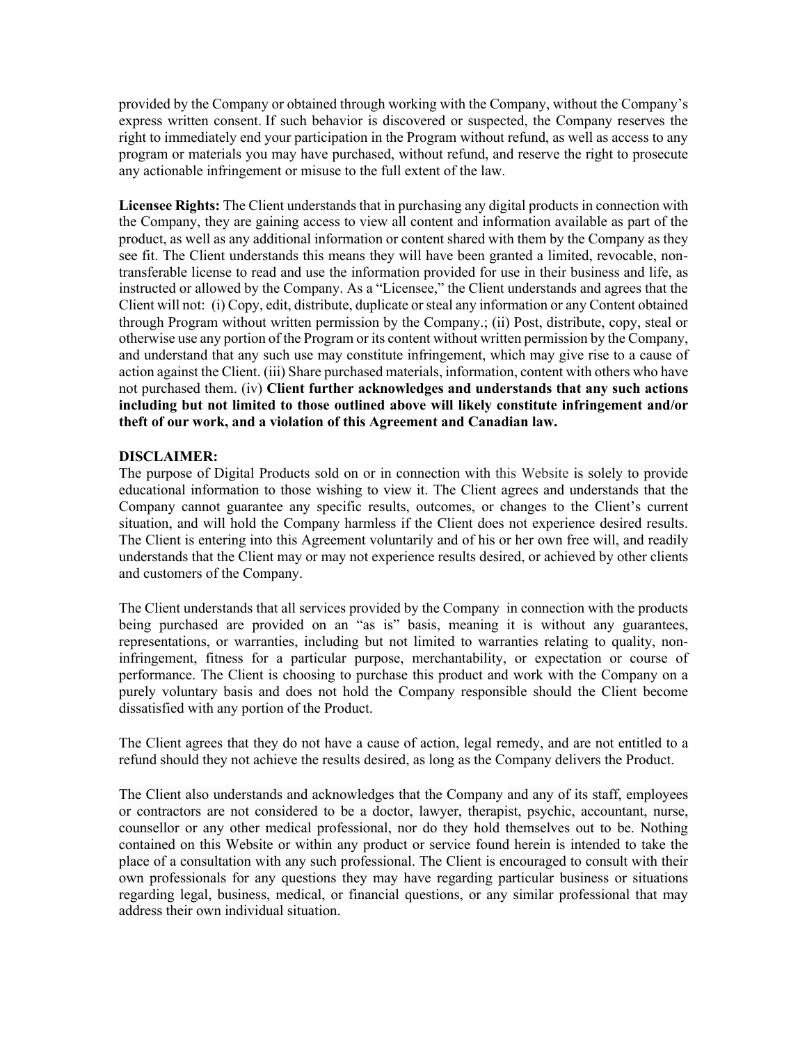provided by the Company or obtained through working with the Company, without the Company's express written consent. If such behavior is discovered or suspected, the Company reserves the right to immediately end your participation in the Program without refund, as well as access to any program or materials you may have purchased, without refund, and reserve the right to prosecute any actionable infringement or misuse to the full extent of the law.

**Licensee Rights:** The Client understands that in purchasing any digital products in connection with the Company, they are gaining access to view all content and information available as part of the product, as well as any additional information or content shared with them by the Company as they see fit. The Client understands this means they will have been granted a limited, revocable, non-transferable license to read and use the information provided for use in their business and life, as instructed or allowed by the Company. As a "Licensee," the Client understands and agrees that the Client will not: (i) Copy, edit, distribute, duplicate or steal any information or any Content obtained through Program without written permission by the Company.; (ii) Post, distribute, copy, steal or otherwise use any portion of the Program or its content without written permission by the Company, and understand that any such use may constitute infringement, which may give rise to a cause of action against the Client. (iii) Share purchased materials, information, content with others who have not purchased them. (iv) **Client further acknowledges and understands that any such actions including but not limited to those outlined above will likely constitute infringement and/or theft of our work, and a violation of this Agreement and Canadian law.**

**DISCLAIMER:**

The purpose of Digital Products sold on or in connection with this Website is solely to provide educational information to those wishing to view it. The Client agrees and understands that the Company cannot guarantee any specific results, outcomes, or changes to the Client's current situation, and will hold the Company harmless if the Client does not experience desired results. The Client is entering into this Agreement voluntarily and of his or her own free will, and readily understands that the Client may or may not experience results desired, or achieved by other clients and customers of the Company.

The Client understands that all services provided by the Company in connection with the products being purchased are provided on an "as is" basis, meaning it is without any guarantees, representations, or warranties, including but not limited to warranties relating to quality, non-infringement, fitness for a particular purpose, merchantability, or expectation or course of performance. The Client is choosing to purchase this product and work with the Company on a purely voluntary basis and does not hold the Company responsible should the Client become dissatisfied with any portion of the Product.

The Client agrees that they do not have a cause of action, legal remedy, and are not entitled to a refund should they not achieve the results desired, as long as the Company delivers the Product.

The Client also understands and acknowledges that the Company and any of its staff, employees or contractors are not considered to be a doctor, lawyer, therapist, psychic, accountant, nurse, counsellor or any other medical professional, nor do they hold themselves out to be. Nothing contained on this Website or within any product or service found herein is intended to take the place of a consultation with any such professional. The Client is encouraged to consult with their own professionals for any questions they may have regarding particular business or situations regarding legal, business, medical, or financial questions, or any similar professional that may address their own individual situation.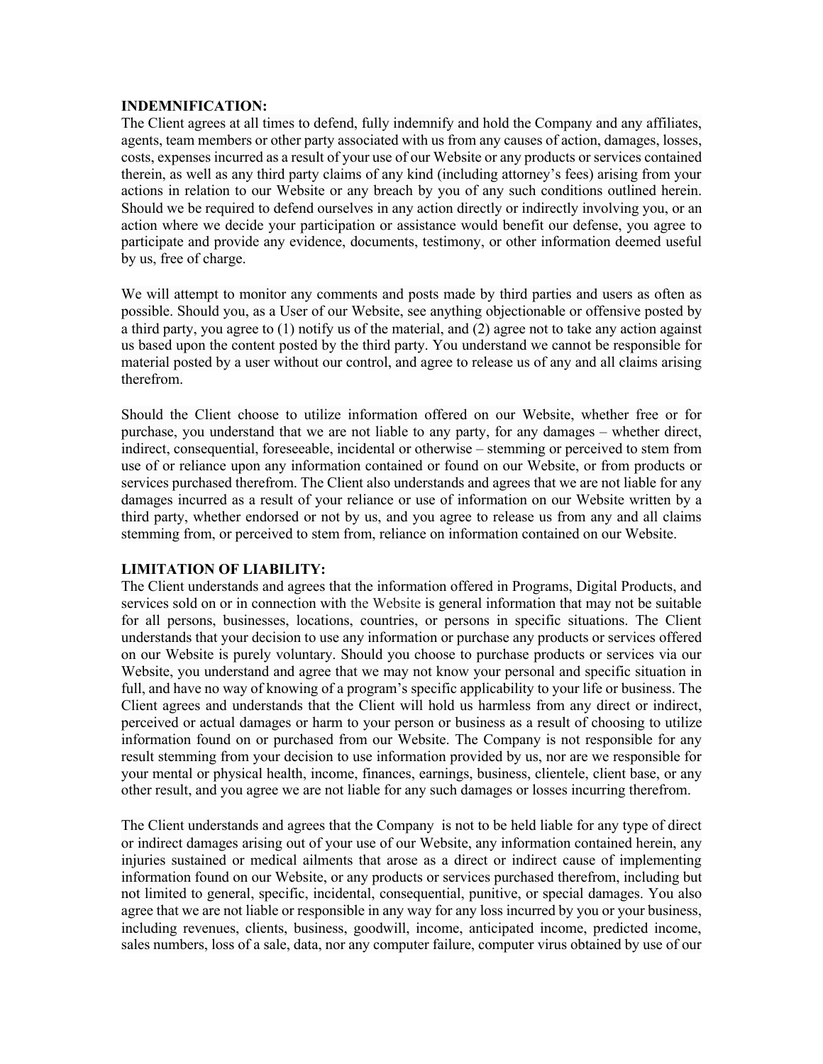**INDEMNIFICATION:**
The Client agrees at all times to defend, fully indemnify and hold the Company and any affiliates, agents, team members or other party associated with us from any causes of action, damages, losses, costs, expenses incurred as a result of your use of our Website or any products or services contained therein, as well as any third party claims of any kind (including attorney's fees) arising from your actions in relation to our Website or any breach by you of any such conditions outlined herein. Should we be required to defend ourselves in any action directly or indirectly involving you, or an action where we decide your participation or assistance would benefit our defense, you agree to participate and provide any evidence, documents, testimony, or other information deemed useful by us, free of charge.

We will attempt to monitor any comments and posts made by third parties and users as often as possible. Should you, as a User of our Website, see anything objectionable or offensive posted by a third party, you agree to (1) notify us of the material, and (2) agree not to take any action against us based upon the content posted by the third party. You understand we cannot be responsible for material posted by a user without our control, and agree to release us of any and all claims arising therefrom.

Should the Client choose to utilize information offered on our Website, whether free or for purchase, you understand that we are not liable to any party, for any damages – whether direct, indirect, consequential, foreseeable, incidental or otherwise – stemming or perceived to stem from use of or reliance upon any information contained or found on our Website, or from products or services purchased therefrom. The Client also understands and agrees that we are not liable for any damages incurred as a result of your reliance or use of information on our Website written by a third party, whether endorsed or not by us, and you agree to release us from any and all claims stemming from, or perceived to stem from, reliance on information contained on our Website.

**LIMITATION OF LIABILITY:**
The Client understands and agrees that the information offered in Programs, Digital Products, and services sold on or in connection with the Website is general information that may not be suitable for all persons, businesses, locations, countries, or persons in specific situations. The Client understands that your decision to use any information or purchase any products or services offered on our Website is purely voluntary. Should you choose to purchase products or services via our Website, you understand and agree that we may not know your personal and specific situation in full, and have no way of knowing of a program's specific applicability to your life or business. The Client agrees and understands that the Client will hold us harmless from any direct or indirect, perceived or actual damages or harm to your person or business as a result of choosing to utilize information found on or purchased from our Website. The Company is not responsible for any result stemming from your decision to use information provided by us, nor are we responsible for your mental or physical health, income, finances, earnings, business, clientele, client base, or any other result, and you agree we are not liable for any such damages or losses incurring therefrom.

The Client understands and agrees that the Company is not to be held liable for any type of direct or indirect damages arising out of your use of our Website, any information contained herein, any injuries sustained or medical ailments that arose as a direct or indirect cause of implementing information found on our Website, or any products or services purchased therefrom, including but not limited to general, specific, incidental, consequential, punitive, or special damages. You also agree that we are not liable or responsible in any way for any loss incurred by you or your business, including revenues, clients, business, goodwill, income, anticipated income, predicted income, sales numbers, loss of a sale, data, nor any computer failure, computer virus obtained by use of our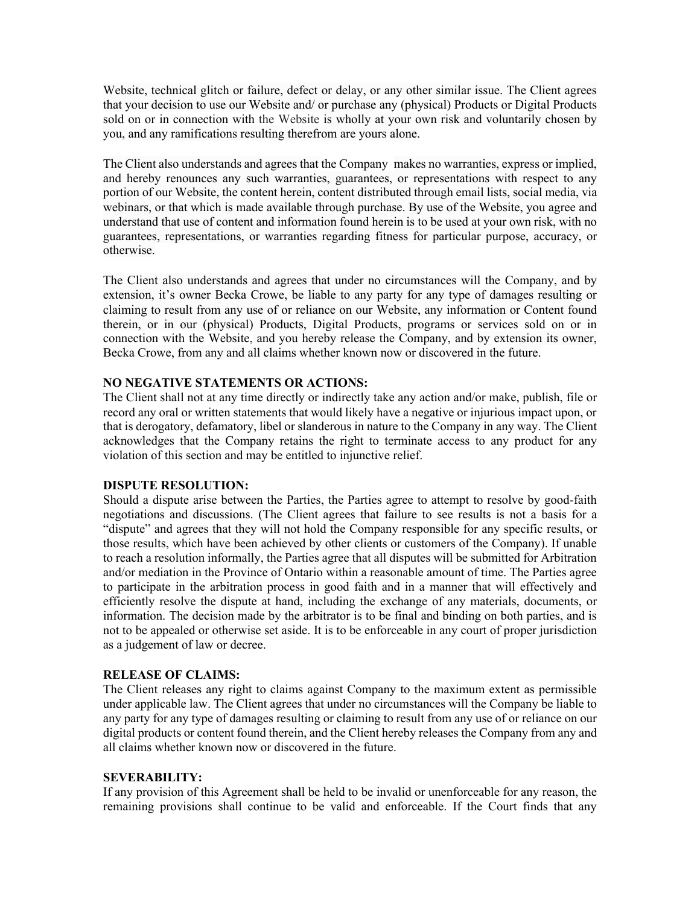Website, technical glitch or failure, defect or delay, or any other similar issue. The Client agrees that your decision to use our Website and/ or purchase any (physical) Products or Digital Products sold on or in connection with the Website is wholly at your own risk and voluntarily chosen by you, and any ramifications resulting therefrom are yours alone.

The Client also understands and agrees that the Company makes no warranties, express or implied, and hereby renounces any such warranties, guarantees, or representations with respect to any portion of our Website, the content herein, content distributed through email lists, social media, via webinars, or that which is made available through purchase. By use of the Website, you agree and understand that use of content and information found herein is to be used at your own risk, with no guarantees, representations, or warranties regarding fitness for particular purpose, accuracy, or otherwise.

The Client also understands and agrees that under no circumstances will the Company, and by extension, it's owner Becka Crowe, be liable to any party for any type of damages resulting or claiming to result from any use of or reliance on our Website, any information or Content found therein, or in our (physical) Products, Digital Products, programs or services sold on or in connection with the Website, and you hereby release the Company, and by extension its owner, Becka Crowe, from any and all claims whether known now or discovered in the future.

**NO NEGATIVE STATEMENTS OR ACTIONS:**
The Client shall not at any time directly or indirectly take any action and/or make, publish, file or record any oral or written statements that would likely have a negative or injurious impact upon, or that is derogatory, defamatory, libel or slanderous in nature to the Company in any way. The Client acknowledges that the Company retains the right to terminate access to any product for any violation of this section and may be entitled to injunctive relief.

**DISPUTE RESOLUTION:**
Should a dispute arise between the Parties, the Parties agree to attempt to resolve by good-faith negotiations and discussions. (The Client agrees that failure to see results is not a basis for a "dispute" and agrees that they will not hold the Company responsible for any specific results, or those results, which have been achieved by other clients or customers of the Company). If unable to reach a resolution informally, the Parties agree that all disputes will be submitted for Arbitration and/or mediation in the Province of Ontario within a reasonable amount of time. The Parties agree to participate in the arbitration process in good faith and in a manner that will effectively and efficiently resolve the dispute at hand, including the exchange of any materials, documents, or information. The decision made by the arbitrator is to be final and binding on both parties, and is not to be appealed or otherwise set aside. It is to be enforceable in any court of proper jurisdiction as a judgement of law or decree.

**RELEASE OF CLAIMS:**
The Client releases any right to claims against Company to the maximum extent as permissible under applicable law. The Client agrees that under no circumstances will the Company be liable to any party for any type of damages resulting or claiming to result from any use of or reliance on our digital products or content found therein, and the Client hereby releases the Company from any and all claims whether known now or discovered in the future.

**SEVERABILITY:**
If any provision of this Agreement shall be held to be invalid or unenforceable for any reason, the remaining provisions shall continue to be valid and enforceable. If the Court finds that any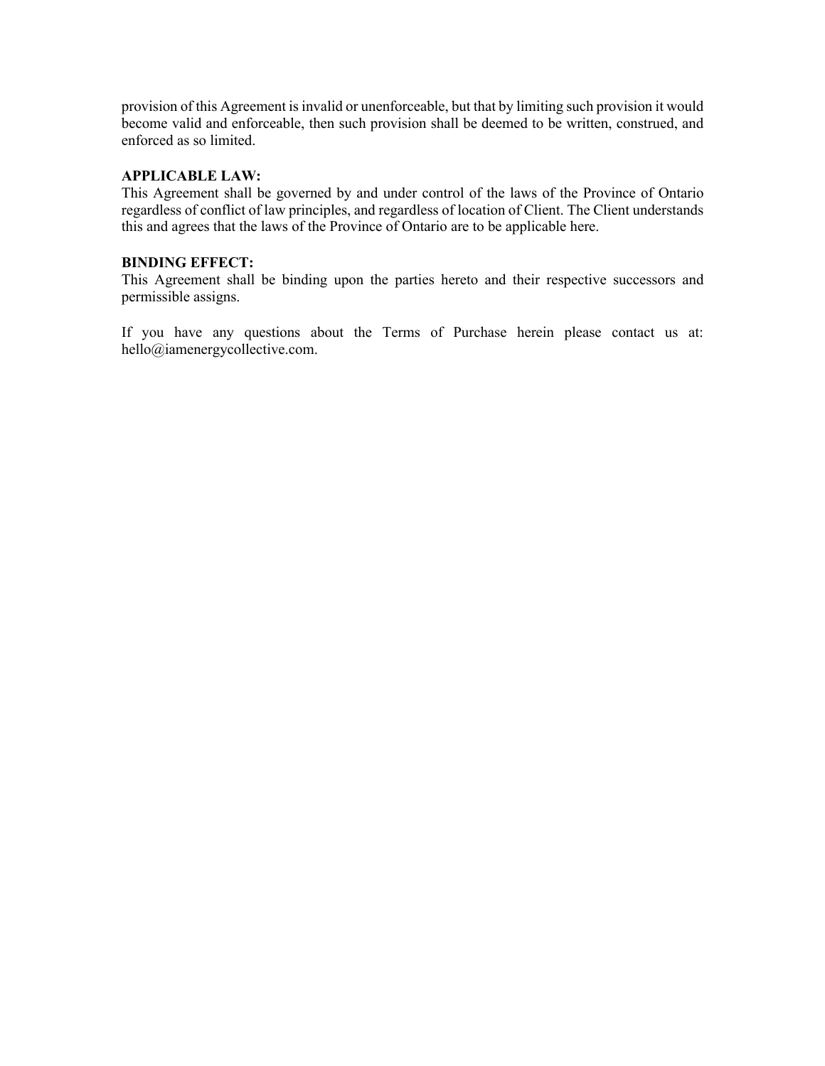provision of this Agreement is invalid or unenforceable, but that by limiting such provision it would become valid and enforceable, then such provision shall be deemed to be written, construed, and enforced as so limited.

**APPLICABLE LAW:**
This Agreement shall be governed by and under control of the laws of the Province of Ontario regardless of conflict of law principles, and regardless of location of Client. The Client understands this and agrees that the laws of the Province of Ontario are to be applicable here.

**BINDING EFFECT:**
This Agreement shall be binding upon the parties hereto and their respective successors and permissible assigns.

If you have any questions about the Terms of Purchase herein please contact us at: hello@iamenergycollective.com.